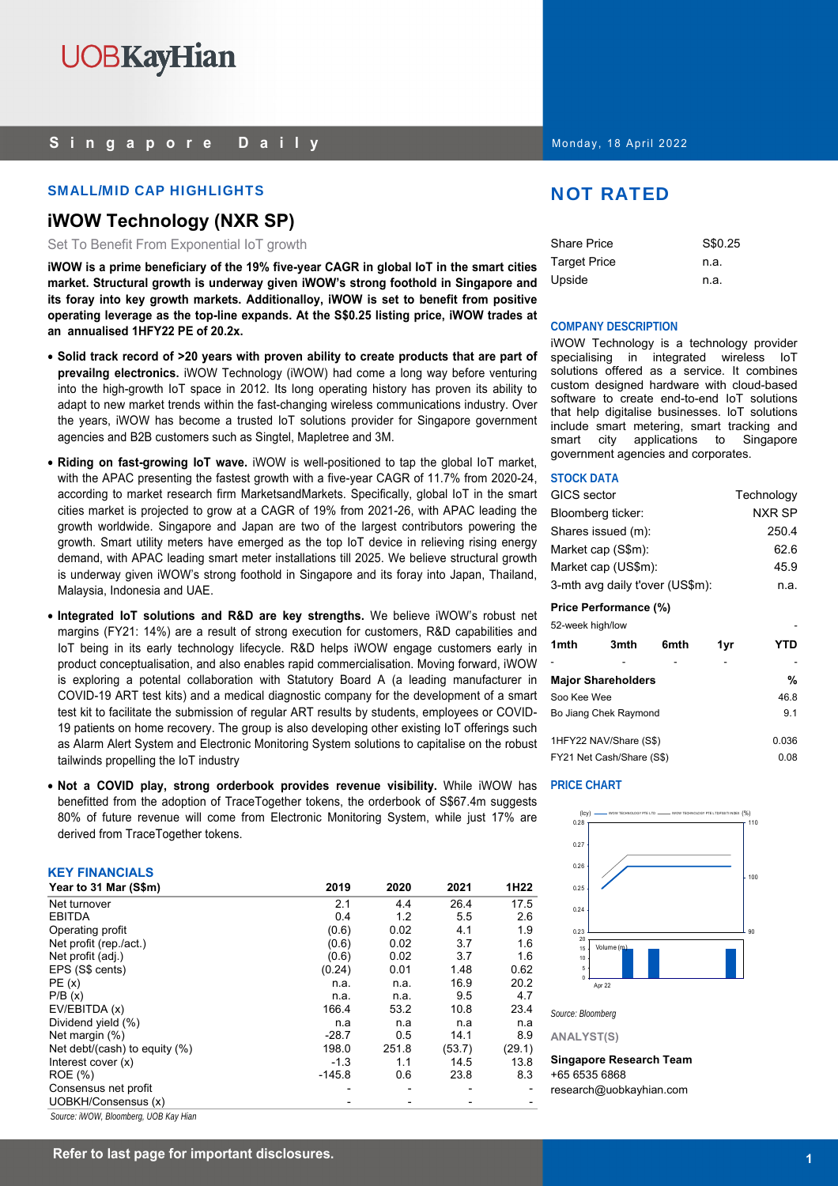# UOBKayHian

## Singapore Daily

Monday, 18 April 2022

### SMALL/MID CAP HIGHLIGHTS

## iWOW Technology (NXR SP)

Set To Benefit From Exponential IoT growth

**iWOW is a prime beneficiary of the 19% five-year CAGR in global IoT in the smart cities market. Structural growth is underway given iWOW's strong foothold in Singapore and its foray into key growth markets. Additionalloy, iWOW is set to benefit from positive operating leverage as the top-line expands. At the S$0.25 listing price, iWOW trades at an annualised 1HFY22 PE of 20.2x.**

- **Solid track record of >20 years with proven ability to create products that are part of prevailng electronics.** iWOW Technology (iWOW) had come a long way before venturing into the high-growth IoT space in 2012. Its long operating history has proven its ability to adapt to new market trends within the fast-changing wireless communications industry. Over the years, iWOW has become a trusted IoT solutions provider for Singapore government agencies and B2B customers such as Singtel, Mapletree and 3M.

- **Riding on fast-growing IoT wave.** iWOW is well-positioned to tap the global IoT market, with the APAC presenting the fastest growth with a five-year CAGR of 11.7% from 2020-24, according to market research firm MarketsandMarkets. Specifically, global IoT in the smart cities market is projected to grow at a CAGR of 19% from 2021-26, with APAC leading the growth worldwide. Singapore and Japan are two of the largest contributors powering the growth. Smart utility meters have emerged as the top IoT device in relieving rising energy demand, with APAC leading smart meter installations till 2025. We believe structural growth is underway given iWOW's strong foothold in Singapore and its foray into Japan, Thailand, Malaysia, Indonesia and UAE.

- **Integrated IoT solutions and R&D are key strengths.** We believe iWOW's robust net margins (FY21: 14%) are a result of strong execution for customers, R&D capabilities and IoT being in its early technology lifecycle. R&D helps iWOW engage customers early in product conceptualisation, and also enables rapid commercialisation. Moving forward, iWOW is exploring a potental collaboration with Statutory Board A (a leading manufacturer in COVID-19 ART test kits) and a medical diagnostic company for the development of a smart test kit to facilitate the submission of regular ART results by students, employees or COVID-19 patients on home recovery. The group is also developing other existing IoT offerings such as Alarm Alert System and Electronic Monitoring System solutions to capitalise on the robust tailwinds propelling the IoT industry

- **Not a COVID play, strong orderbook provides revenue visibility.** While iWOW has benefitted from the adoption of TraceTogether tokens, the orderbook of S$67.4m suggests 80% of future revenue will come from Electronic Monitoring System, while just 17% are derived from TraceTogether tokens.

### KEY FINANCIALS

| Year to 31 Mar (S$m) | 2019 | 2020 | 2021 | 1H22 |
|---|---|---|---|---|
| Net turnover | 2.1 | 4.4 | 26.4 | 17.5 |
| EBITDA | 0.4 | 1.2 | 5.5 | 2.6 |
| Operating profit | (0.6) | 0.02 | 4.1 | 1.9 |
| Net profit (rep./act.) | (0.6) | 0.02 | 3.7 | 1.6 |
| Net profit (adj.) | (0.6) | 0.02 | 3.7 | 1.6 |
| EPS (S$ cents) | (0.24) | 0.01 | 1.48 | 0.62 |
| PE (x) | n.a. | n.a. | 16.9 | 20.2 |
| P/B (x) | n.a. | n.a. | 9.5 | 4.7 |
| EV/EBITDA (x) | 166.4 | 53.2 | 10.8 | 23.4 |
| Dividend yield (%) | n.a | n.a | n.a | n.a |
| Net margin (%) | -28.7 | 0.5 | 14.1 | 8.9 |
| Net debt/(cash) to equity (%) | 198.0 | 251.8 | (53.7) | (29.1) |
| Interest cover (x) | -1.3 | 1.1 | 14.5 | 13.8 |
| ROE (%) | -145.8 | 0.6 | 23.8 | 8.3 |
| Consensus net profit | - | - | - | - |
| UOBKH/Consensus (x) | - | - | - | - |

*Source: iWOW, Bloomberg, UOB Kay Hian*

## NOT RATED

| | |
|---|---|
| Share Price | S$0.25 |
| Target Price | n.a. |
| Upside | n.a. |

### COMPANY DESCRIPTION

iWOW Technology is a technology provider specialising in integrated wireless IoT solutions offered as a service. It combines custom designed hardware with cloud-based software to create end-to-end IoT solutions that help digitalise businesses. IoT solutions include smart metering, smart tracking and smart city applications to Singapore government agencies and corporates.

### STOCK DATA

| | |
|---|---|
| GICS sector | Technology |
| Bloomberg ticker: | NXR SP |
| Shares issued (m): | 250.4 |
| Market cap (S$m): | 62.6 |
| Market cap (US$m): | 45.9 |
| 3-mth avg daily t'over (US$m): | n.a. |

**Price Performance (%)**

52-week high/low -

| 1mth | 3mth | 6mth | 1yr | YTD |
|---|---|---|---|---|
| - | - | - | - | - |

| Major Shareholders | % |
|---|---|
| Soo Kee Wee | 46.8 |
| Bo Jiang Chek Raymond | 9.1 |
| | |
| 1HFY22 NAV/Share (S$) | 0.036 |
| FY21 Net Cash/Share (S$) | 0.08 |

### PRICE CHART

*Source: Bloomberg*

**ANALYST(S)**

**Singapore Research Team**
+65 6535 6868
research@uobkayhian.com

**Refer to last page for important disclosures.**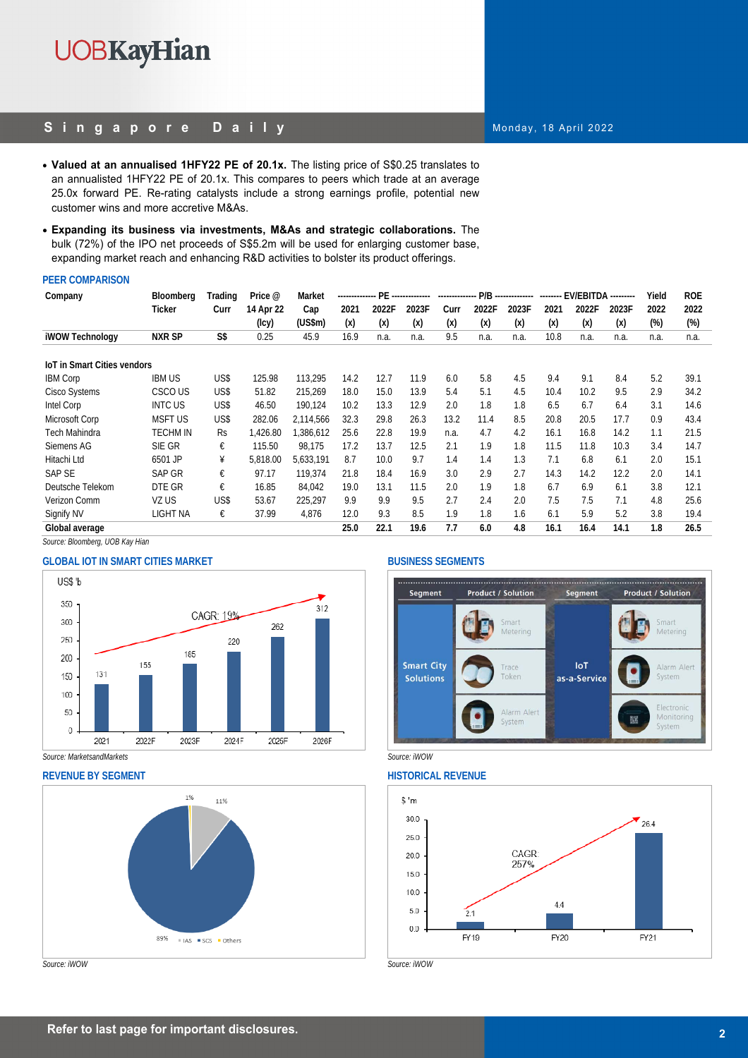- **Valued at an annualised 1HFY22 PE of 20.1x.** The listing price of S$0.25 translates to an annualised 1HFY22 PE of 20.1x. This compares to peers which trade at an average 25.0x forward PE. Re-rating catalysts include a strong earnings profile, potential new customer wins and more accretive M&As.
- **Expanding its business via investments, M&As and strategic collaborations.** The bulk (72%) of the IPO net proceeds of S$5.2m will be used for enlarging customer base, expanding market reach and enhancing R&D activities to bolster its product offerings.

### PEER COMPARISON

| Company | Bloomberg Ticker | Trading Curr | Price @ 14 Apr 22 (lcy) | Market Cap (US$m) | PE 2021 (x) | PE 2022F (x) | PE 2023F (x) | P/B Curr (x) | P/B 2022F (x) | P/B 2023F (x) | EV/EBITDA 2021 (x) | EV/EBITDA 2022F (x) | EV/EBITDA 2023F (x) | Yield 2022 (%) | ROE 2022 (%) |
|---|---|---|---|---|---|---|---|---|---|---|---|---|---|---|---|
| **iWOW Technology** | **NXR SP** | **S$** | 0.25 | 45.9 | 16.9 | n.a. | n.a. | 9.5 | n.a. | n.a. | 10.8 | n.a. | n.a. | n.a. | n.a. |
| **IoT in Smart Cities vendors** | | | | | | | | | | | | | | | |
| IBM Corp | IBM US | US$ | 125.98 | 113,295 | 14.2 | 12.7 | 11.9 | 6.0 | 5.8 | 4.5 | 9.4 | 9.1 | 8.4 | 5.2 | 39.1 |
| Cisco Systems | CSCO US | US$ | 51.82 | 215,269 | 18.0 | 15.0 | 13.9 | 5.4 | 5.1 | 4.5 | 10.4 | 10.2 | 9.5 | 2.9 | 34.2 |
| Intel Corp | INTC US | US$ | 46.50 | 190,124 | 10.2 | 13.3 | 12.9 | 2.0 | 1.8 | 1.8 | 6.5 | 6.7 | 6.4 | 3.1 | 14.6 |
| Microsoft Corp | MSFT US | US$ | 282.06 | 2,114,566 | 32.3 | 29.8 | 26.3 | 13.2 | 11.4 | 8.5 | 20.8 | 20.5 | 17.7 | 0.9 | 43.4 |
| Tech Mahindra | TECHM IN | Rs | 1,426.80 | 1,386,612 | 25.6 | 22.8 | 19.9 | n.a. | 4.7 | 4.2 | 16.1 | 16.8 | 14.2 | 1.1 | 21.5 |
| Siemens AG | SIE GR | € | 115.50 | 98,175 | 17.2 | 13.7 | 12.5 | 2.1 | 1.9 | 1.8 | 11.5 | 11.8 | 10.3 | 3.4 | 14.7 |
| Hitachi Ltd | 6501 JP | ¥ | 5,818.00 | 5,633,191 | 8.7 | 10.0 | 9.7 | 1.4 | 1.4 | 1.3 | 7.1 | 6.8 | 6.1 | 2.0 | 15.1 |
| SAP SE | SAP GR | € | 97.17 | 119,374 | 21.8 | 18.4 | 16.9 | 3.0 | 2.9 | 2.7 | 14.3 | 14.2 | 12.2 | 2.0 | 14.1 |
| Deutsche Telekom | DTE GR | € | 16.85 | 84,042 | 19.0 | 13.1 | 11.5 | 2.0 | 1.9 | 1.8 | 6.7 | 6.9 | 6.1 | 3.8 | 12.1 |
| Verizon Comm | VZ US | US$ | 53.67 | 225,297 | 9.9 | 9.9 | 9.5 | 2.7 | 2.4 | 2.0 | 7.5 | 7.5 | 7.1 | 4.8 | 25.6 |
| Signify NV | LIGHT NA | € | 37.99 | 4,876 | 12.0 | 9.3 | 8.5 | 1.9 | 1.8 | 1.6 | 6.1 | 5.9 | 5.2 | 3.8 | 19.4 |
| **Global average** | | | | | **25.0** | **22.1** | **19.6** | **7.7** | **6.0** | **4.8** | **16.1** | **16.4** | **14.1** | **1.8** | **26.5** |

*Source: Bloomberg, UOB Kay Hian*

### GLOBAL IOT IN SMART CITIES MARKET

US$ 'b

| | 2021 | 2022F | 2023F | 2024F | 2025F | 2026F |
|---|---|---|---|---|---|---|
| US$ 'b | 131 | 155 | 185 | 220 | 262 | 312 |

CAGR: 19%

*Source: MarketsandMarkets*

### BUSINESS SEGMENTS

| Segment | Product / Solution | Segment | Product / Solution |
|---|---|---|---|
| Smart City Solutions | Smart Metering | IoT as-a-Service | Smart Metering |
| | Trace Token | | Alarm Alert System |
| | Alarm Alert System | | Electronic Monitoring System |

*Source: iWOW*

### REVENUE BY SEGMENT

IAS: 1%, SCS: 89%, Others: 11%

*Source: iWOW*

### HISTORICAL REVENUE

$ 'm

| | FY19 | FY20 | FY21 |
|---|---|---|---|
| Revenue ($ 'm) | 2.1 | 4.4 | 26.4 |

CAGR: 257%

*Source: iWOW*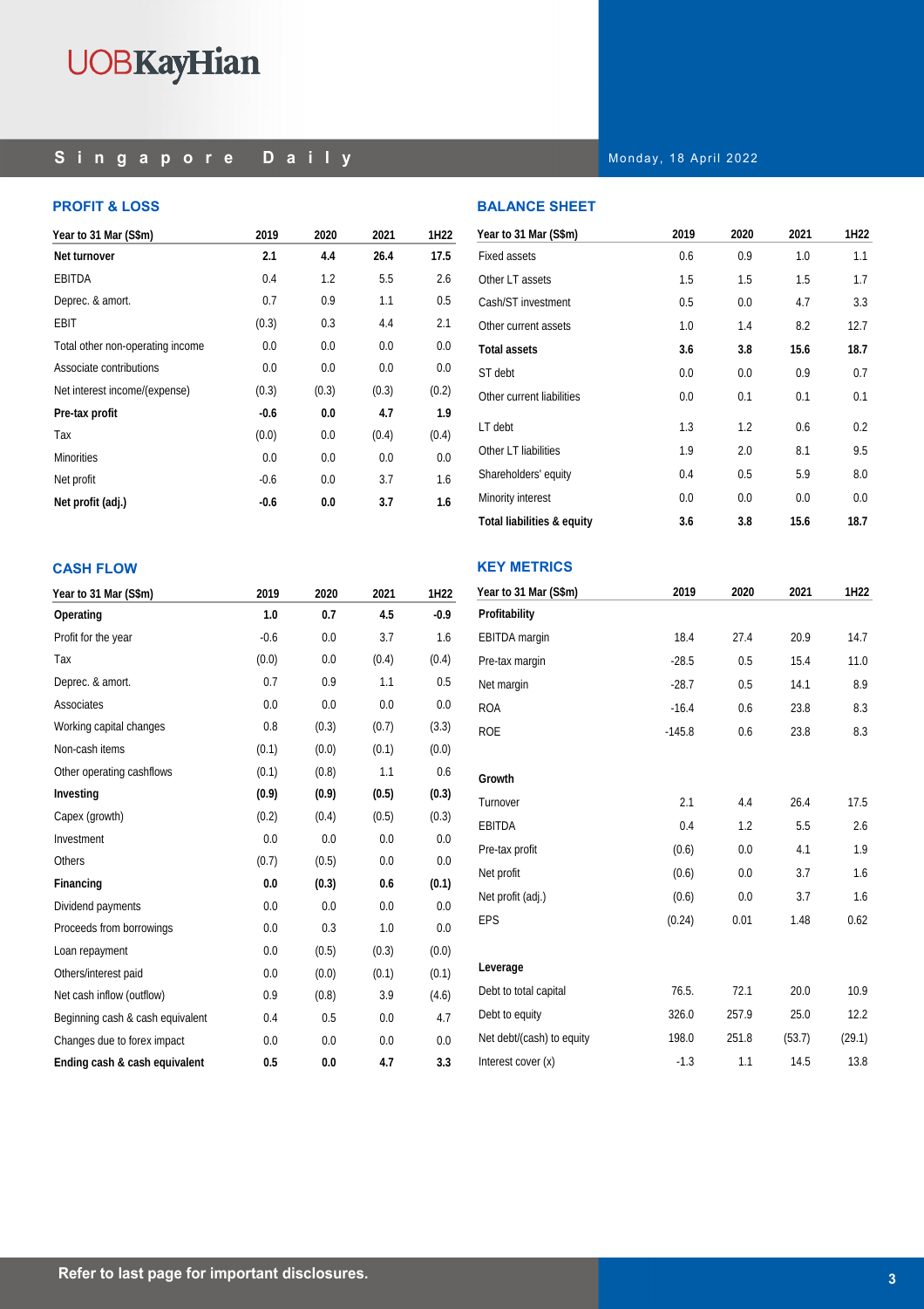## PROFIT & LOSS

| Year to 31 Mar (S$m) | 2019 | 2020 | 2021 | 1H22 |
|---|---|---|---|---|
| **Net turnover** | **2.1** | **4.4** | **26.4** | **17.5** |
| EBITDA | 0.4 | 1.2 | 5.5 | 2.6 |
| Deprec. & amort. | 0.7 | 0.9 | 1.1 | 0.5 |
| EBIT | (0.3) | 0.3 | 4.4 | 2.1 |
| Total other non-operating income | 0.0 | 0.0 | 0.0 | 0.0 |
| Associate contributions | 0.0 | 0.0 | 0.0 | 0.0 |
| Net interest income/(expense) | (0.3) | (0.3) | (0.3) | (0.2) |
| **Pre-tax profit** | **-0.6** | **0.0** | **4.7** | **1.9** |
| Tax | (0.0) | 0.0 | (0.4) | (0.4) |
| Minorities | 0.0 | 0.0 | 0.0 | 0.0 |
| Net profit | -0.6 | 0.0 | 3.7 | 1.6 |
| **Net profit (adj.)** | **-0.6** | **0.0** | **3.7** | **1.6** |

## BALANCE SHEET

| Year to 31 Mar (S$m) | 2019 | 2020 | 2021 | 1H22 |
|---|---|---|---|---|
| Fixed assets | 0.6 | 0.9 | 1.0 | 1.1 |
| Other LT assets | 1.5 | 1.5 | 1.5 | 1.7 |
| Cash/ST investment | 0.5 | 0.0 | 4.7 | 3.3 |
| Other current assets | 1.0 | 1.4 | 8.2 | 12.7 |
| **Total assets** | **3.6** | **3.8** | **15.6** | **18.7** |
| ST debt | 0.0 | 0.0 | 0.9 | 0.7 |
| Other current liabilities | 0.0 | 0.1 | 0.1 | 0.1 |
| LT debt | 1.3 | 1.2 | 0.6 | 0.2 |
| Other LT liabilities | 1.9 | 2.0 | 8.1 | 9.5 |
| Shareholders' equity | 0.4 | 0.5 | 5.9 | 8.0 |
| Minority interest | 0.0 | 0.0 | 0.0 | 0.0 |
| **Total liabilities & equity** | **3.6** | **3.8** | **15.6** | **18.7** |

## CASH FLOW

| Year to 31 Mar (S$m) | 2019 | 2020 | 2021 | 1H22 |
|---|---|---|---|---|
| **Operating** | **1.0** | **0.7** | **4.5** | **-0.9** |
| Profit for the year | -0.6 | 0.0 | 3.7 | 1.6 |
| Tax | (0.0) | 0.0 | (0.4) | (0.4) |
| Deprec. & amort. | 0.7 | 0.9 | 1.1 | 0.5 |
| Associates | 0.0 | 0.0 | 0.0 | 0.0 |
| Working capital changes | 0.8 | (0.3) | (0.7) | (3.3) |
| Non-cash items | (0.1) | (0.0) | (0.1) | (0.0) |
| Other operating cashflows | (0.1) | (0.8) | 1.1 | 0.6 |
| **Investing** | **(0.9)** | **(0.9)** | **(0.5)** | **(0.3)** |
| Capex (growth) | (0.2) | (0.4) | (0.5) | (0.3) |
| Investment | 0.0 | 0.0 | 0.0 | 0.0 |
| Others | (0.7) | (0.5) | 0.0 | 0.0 |
| **Financing** | **0.0** | **(0.3)** | **0.6** | **(0.1)** |
| Dividend payments | 0.0 | 0.0 | 0.0 | 0.0 |
| Proceeds from borrowings | 0.0 | 0.3 | 1.0 | 0.0 |
| Loan repayment | 0.0 | (0.5) | (0.3) | (0.0) |
| Others/interest paid | 0.0 | (0.0) | (0.1) | (0.1) |
| Net cash inflow (outflow) | 0.9 | (0.8) | 3.9 | (4.6) |
| Beginning cash & cash equivalent | 0.4 | 0.5 | 0.0 | 4.7 |
| Changes due to forex impact | 0.0 | 0.0 | 0.0 | 0.0 |
| **Ending cash & cash equivalent** | **0.5** | **0.0** | **4.7** | **3.3** |

## KEY METRICS

| Year to 31 Mar (S$m) | 2019 | 2020 | 2021 | 1H22 |
|---|---|---|---|---|
| **Profitability** | | | | |
| EBITDA margin | 18.4 | 27.4 | 20.9 | 14.7 |
| Pre-tax margin | -28.5 | 0.5 | 15.4 | 11.0 |
| Net margin | -28.7 | 0.5 | 14.1 | 8.9 |
| ROA | -16.4 | 0.6 | 23.8 | 8.3 |
| ROE | -145.8 | 0.6 | 23.8 | 8.3 |
| **Growth** | | | | |
| Turnover | 2.1 | 4.4 | 26.4 | 17.5 |
| EBITDA | 0.4 | 1.2 | 5.5 | 2.6 |
| Pre-tax profit | (0.6) | 0.0 | 4.1 | 1.9 |
| Net profit | (0.6) | 0.0 | 3.7 | 1.6 |
| Net profit (adj.) | (0.6) | 0.0 | 3.7 | 1.6 |
| EPS | (0.24) | 0.01 | 1.48 | 0.62 |
| **Leverage** | | | | |
| Debt to total capital | 76.5. | 72.1 | 20.0 | 10.9 |
| Debt to equity | 326.0 | 257.9 | 25.0 | 12.2 |
| Net debt/(cash) to equity | 198.0 | 251.8 | (53.7) | (29.1) |
| Interest cover (x) | -1.3 | 1.1 | 14.5 | 13.8 |

**Refer to last page for important disclosures.**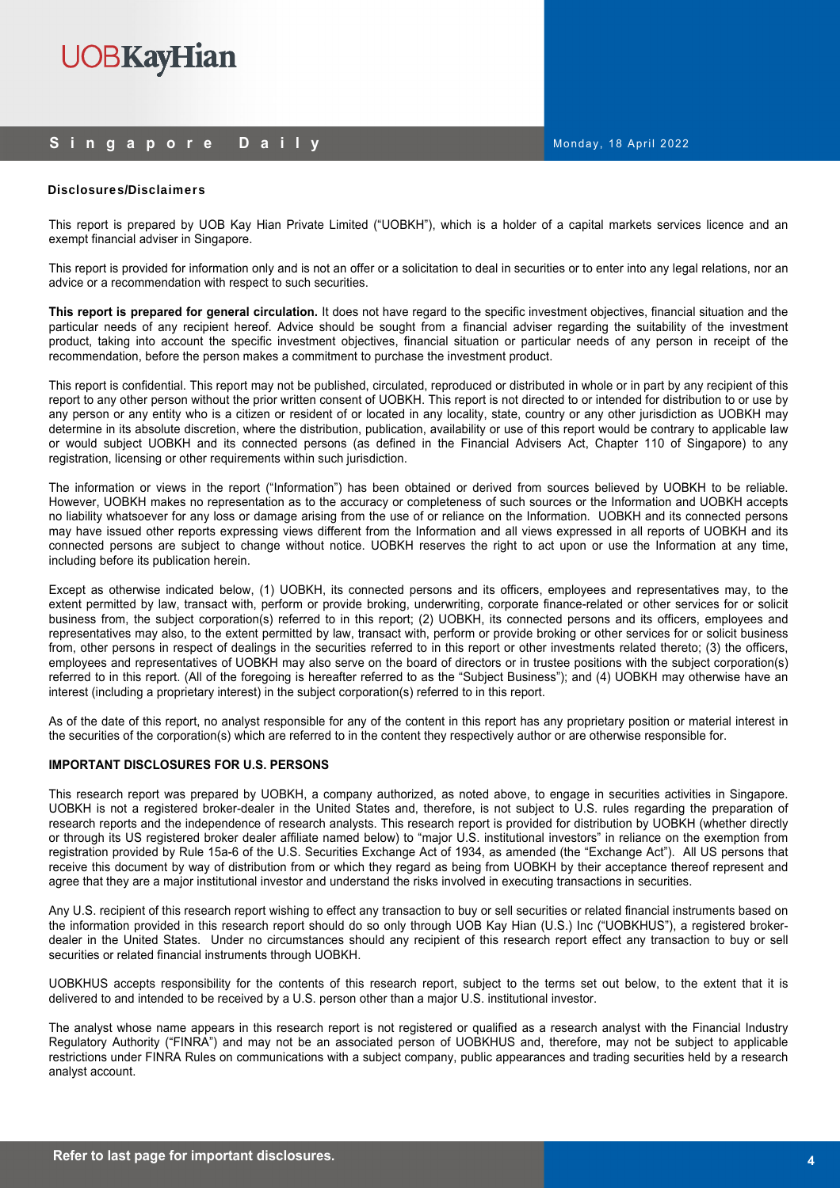## Disclosures/Disclaimers

This report is prepared by UOB Kay Hian Private Limited ("UOBKH"), which is a holder of a capital markets services licence and an exempt financial adviser in Singapore.

This report is provided for information only and is not an offer or a solicitation to deal in securities or to enter into any legal relations, nor an advice or a recommendation with respect to such securities.

**This report is prepared for general circulation.** It does not have regard to the specific investment objectives, financial situation and the particular needs of any recipient hereof. Advice should be sought from a financial adviser regarding the suitability of the investment product, taking into account the specific investment objectives, financial situation or particular needs of any person in receipt of the recommendation, before the person makes a commitment to purchase the investment product.

This report is confidential. This report may not be published, circulated, reproduced or distributed in whole or in part by any recipient of this report to any other person without the prior written consent of UOBKH. This report is not directed to or intended for distribution to or use by any person or any entity who is a citizen or resident of or located in any locality, state, country or any other jurisdiction as UOBKH may determine in its absolute discretion, where the distribution, publication, availability or use of this report would be contrary to applicable law or would subject UOBKH and its connected persons (as defined in the Financial Advisers Act, Chapter 110 of Singapore) to any registration, licensing or other requirements within such jurisdiction.

The information or views in the report ("Information") has been obtained or derived from sources believed by UOBKH to be reliable. However, UOBKH makes no representation as to the accuracy or completeness of such sources or the Information and UOBKH accepts no liability whatsoever for any loss or damage arising from the use of or reliance on the Information. UOBKH and its connected persons may have issued other reports expressing views different from the Information and all views expressed in all reports of UOBKH and its connected persons are subject to change without notice. UOBKH reserves the right to act upon or use the Information at any time, including before its publication herein.

Except as otherwise indicated below, (1) UOBKH, its connected persons and its officers, employees and representatives may, to the extent permitted by law, transact with, perform or provide broking, underwriting, corporate finance-related or other services for or solicit business from, the subject corporation(s) referred to in this report; (2) UOBKH, its connected persons and its officers, employees and representatives may also, to the extent permitted by law, transact with, perform or provide broking or other services for or solicit business from, other persons in respect of dealings in the securities referred to in this report or other investments related thereto; (3) the officers, employees and representatives of UOBKH may also serve on the board of directors or in trustee positions with the subject corporation(s) referred to in this report. (All of the foregoing is hereafter referred to as the "Subject Business"); and (4) UOBKH may otherwise have an interest (including a proprietary interest) in the subject corporation(s) referred to in this report.

As of the date of this report, no analyst responsible for any of the content in this report has any proprietary position or material interest in the securities of the corporation(s) which are referred to in the content they respectively author or are otherwise responsible for.

**IMPORTANT DISCLOSURES FOR U.S. PERSONS**

This research report was prepared by UOBKH, a company authorized, as noted above, to engage in securities activities in Singapore. UOBKH is not a registered broker-dealer in the United States and, therefore, is not subject to U.S. rules regarding the preparation of research reports and the independence of research analysts. This research report is provided for distribution by UOBKH (whether directly or through its US registered broker dealer affiliate named below) to "major U.S. institutional investors" in reliance on the exemption from registration provided by Rule 15a-6 of the U.S. Securities Exchange Act of 1934, as amended (the "Exchange Act"). All US persons that receive this document by way of distribution from or which they regard as being from UOBKH by their acceptance thereof represent and agree that they are a major institutional investor and understand the risks involved in executing transactions in securities.

Any U.S. recipient of this research report wishing to effect any transaction to buy or sell securities or related financial instruments based on the information provided in this research report should do so only through UOB Kay Hian (U.S.) Inc ("UOBKHUS"), a registered broker-dealer in the United States. Under no circumstances should any recipient of this research report effect any transaction to buy or sell securities or related financial instruments through UOBKH.

UOBKHUS accepts responsibility for the contents of this research report, subject to the terms set out below, to the extent that it is delivered to and intended to be received by a U.S. person other than a major U.S. institutional investor.

The analyst whose name appears in this research report is not registered or qualified as a research analyst with the Financial Industry Regulatory Authority ("FINRA") and may not be an associated person of UOBKHUS and, therefore, may not be subject to applicable restrictions under FINRA Rules on communications with a subject company, public appearances and trading securities held by a research analyst account.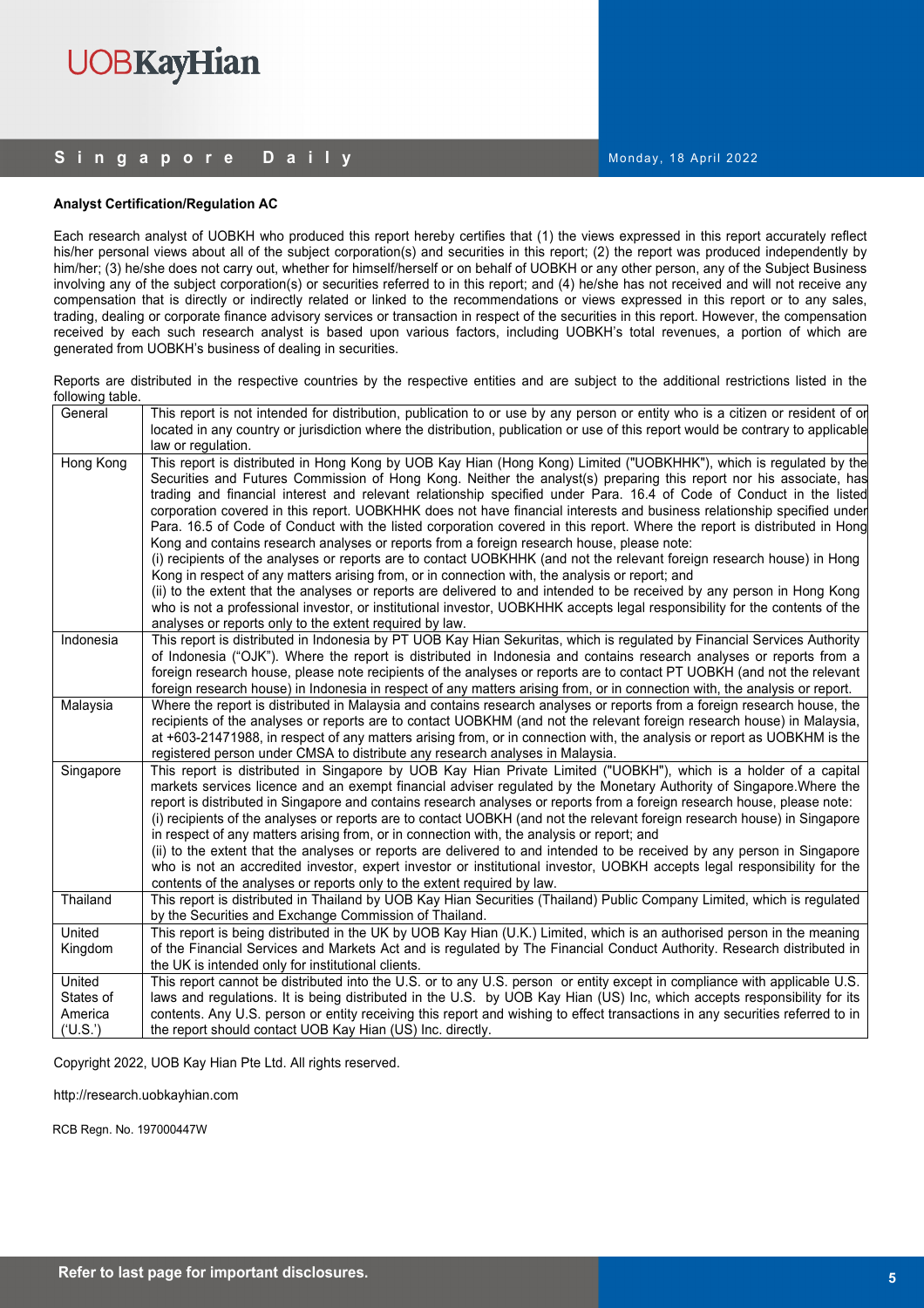**Analyst Certification/Regulation AC**

Each research analyst of UOBKH who produced this report hereby certifies that (1) the views expressed in this report accurately reflect his/her personal views about all of the subject corporation(s) and securities in this report; (2) the report was produced independently by him/her; (3) he/she does not carry out, whether for himself/herself or on behalf of UOBKH or any other person, any of the Subject Business involving any of the subject corporation(s) or securities referred to in this report; and (4) he/she has not received and will not receive any compensation that is directly or indirectly related or linked to the recommendations or views expressed in this report or to any sales, trading, dealing or corporate finance advisory services or transaction in respect of the securities in this report. However, the compensation received by each such research analyst is based upon various factors, including UOBKH's total revenues, a portion of which are generated from UOBKH's business of dealing in securities.

Reports are distributed in the respective countries by the respective entities and are subject to the additional restrictions listed in the following table.

| | |
|---|---|
| General | This report is not intended for distribution, publication to or use by any person or entity who is a citizen or resident of or located in any country or jurisdiction where the distribution, publication or use of this report would be contrary to applicable law or regulation. |
| Hong Kong | This report is distributed in Hong Kong by UOB Kay Hian (Hong Kong) Limited ("UOBKHHK"), which is regulated by the Securities and Futures Commission of Hong Kong. Neither the analyst(s) preparing this report nor his associate, has trading and financial interest and relevant relationship specified under Para. 16.4 of Code of Conduct in the listed corporation covered in this report. UOBKHHK does not have financial interests and business relationship specified under Para. 16.5 of Code of Conduct with the listed corporation covered in this report. Where the report is distributed in Hong Kong and contains research analyses or reports from a foreign research house, please note:<br>(i) recipients of the analyses or reports are to contact UOBKHHK (and not the relevant foreign research house) in Hong Kong in respect of any matters arising from, or in connection with, the analysis or report; and<br>(ii) to the extent that the analyses or reports are delivered to and intended to be received by any person in Hong Kong who is not a professional investor, or institutional investor, UOBKHHK accepts legal responsibility for the contents of the analyses or reports only to the extent required by law. |
| Indonesia | This report is distributed in Indonesia by PT UOB Kay Hian Sekuritas, which is regulated by Financial Services Authority of Indonesia ("OJK"). Where the report is distributed in Indonesia and contains research analyses or reports from a foreign research house, please note recipients of the analyses or reports are to contact PT UOBKH (and not the relevant foreign research house) in Indonesia in respect of any matters arising from, or in connection with, the analysis or report. |
| Malaysia | Where the report is distributed in Malaysia and contains research analyses or reports from a foreign research house, the recipients of the analyses or reports are to contact UOBKHM (and not the relevant foreign research house) in Malaysia, at +603-21471988, in respect of any matters arising from, or in connection with, the analysis or report as UOBKHM is the registered person under CMSA to distribute any research analyses in Malaysia. |
| Singapore | This report is distributed in Singapore by UOB Kay Hian Private Limited ("UOBKH"), which is a holder of a capital markets services licence and an exempt financial adviser regulated by the Monetary Authority of Singapore.Where the report is distributed in Singapore and contains research analyses or reports from a foreign research house, please note:<br>(i) recipients of the analyses or reports are to contact UOBKH (and not the relevant foreign research house) in Singapore in respect of any matters arising from, or in connection with, the analysis or report; and<br>(ii) to the extent that the analyses or reports are delivered to and intended to be received by any person in Singapore who is not an accredited investor, expert investor or institutional investor, UOBKH accepts legal responsibility for the contents of the analyses or reports only to the extent required by law. |
| Thailand | This report is distributed in Thailand by UOB Kay Hian Securities (Thailand) Public Company Limited, which is regulated by the Securities and Exchange Commission of Thailand. |
| United Kingdom | This report is being distributed in the UK by UOB Kay Hian (U.K.) Limited, which is an authorised person in the meaning of the Financial Services and Markets Act and is regulated by The Financial Conduct Authority. Research distributed in the UK is intended only for institutional clients. |
| United States of America ('U.S.') | This report cannot be distributed into the U.S. or to any U.S. person or entity except in compliance with applicable U.S. laws and regulations. It is being distributed in the U.S. by UOB Kay Hian (US) Inc, which accepts responsibility for its contents. Any U.S. person or entity receiving this report and wishing to effect transactions in any securities referred to in the report should contact UOB Kay Hian (US) Inc. directly. |

Copyright 2022, UOB Kay Hian Pte Ltd. All rights reserved.

http://research.uobkayhian.com

RCB Regn. No. 197000447W